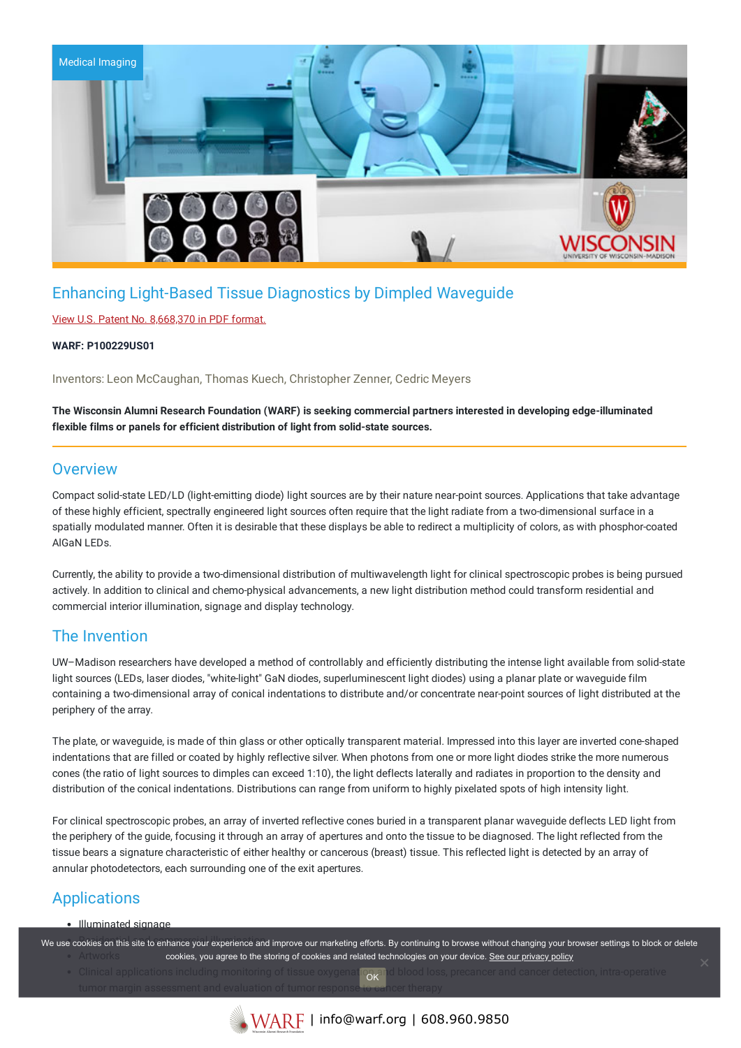Medical Imaging

# Enhancing Light-Based Tissue Diagnostics by Dimpled Waveguide

View U.S. Patent No. 8,668,370 in PDF format.

**WARF: P100229US01**

Inventors: Leon McCaughan, Thomas Kuech, Christopher Zenner, Cedric Meyers

**The Wisconsin Alumni Research Foundation (WARF) is seeking commercial partners interested in developing edge-illuminated flexible films or panels for efficient distribution of light from solid-state sources.**

## Overview

Compact solid-state LED/LD (light-emitting diode) light sources are by their nature near-point sources. Applications that take advantage of these highly efficient, spectrally engineered light sources often require that the light radiate from a two-dimensional surface in a spatially modulated manner. Often it is desirable that these displays be able to redirect a multiplicity of colors, as with phosphor-coated AlGaN LEDs.

Currently, the ability to provide a two-dimensional distribution of multiwavelength light for clinical spectroscopic probes is being pursued actively. In addition to clinical and chemo-physical advancements, a new light distribution method could transform residential and commercial interior illumination, signage and display technology.

## The Invention

UW–Madison researchers have developed a method of controllably and efficiently distributing the intense light available from solid-state light sources (LEDs, laser diodes, "white-light" GaN diodes, superluminescent light diodes) using a planar plate or waveguide film containing a two-dimensional array of conical indentations to distribute and/or concentrate near-point sources of light distributed at the periphery of the array.

The plate, or waveguide, is made of thin glass or other optically transparent material. Impressed into this layer are inverted cone-shaped indentations that are filled or coated by highly reflective silver. When photons from one or more light diodes strike the more numerous cones (the ratio of light sources to dimples can exceed 1:10), the light deflects laterally and radiates in proportion to the density and distribution of the conical indentations. Distributions can range from uniform to highly pixelated spots of high intensity light.

For clinical spectroscopic probes, an array of inverted reflective cones buried in a transparent planar waveguide deflects LED light from the periphery of the guide, focusing it through an array of apertures and onto the tissue to be diagnosed. The light reflected from the tissue bears a signature characteristic of either healthy or cancerous (breast) tissue. This reflected light is detected by an array of annular photodetectors, each surrounding one of the exit apertures.

## Applications

- Illuminated signage
- Residential and commercial illumination
- Artworks
- Clinical applications including monitoring of tissue oxygenation and blood loss, precancer and cancer detection, intra-operative tumor margin assessment and evaluation of tumor response to cancer therapy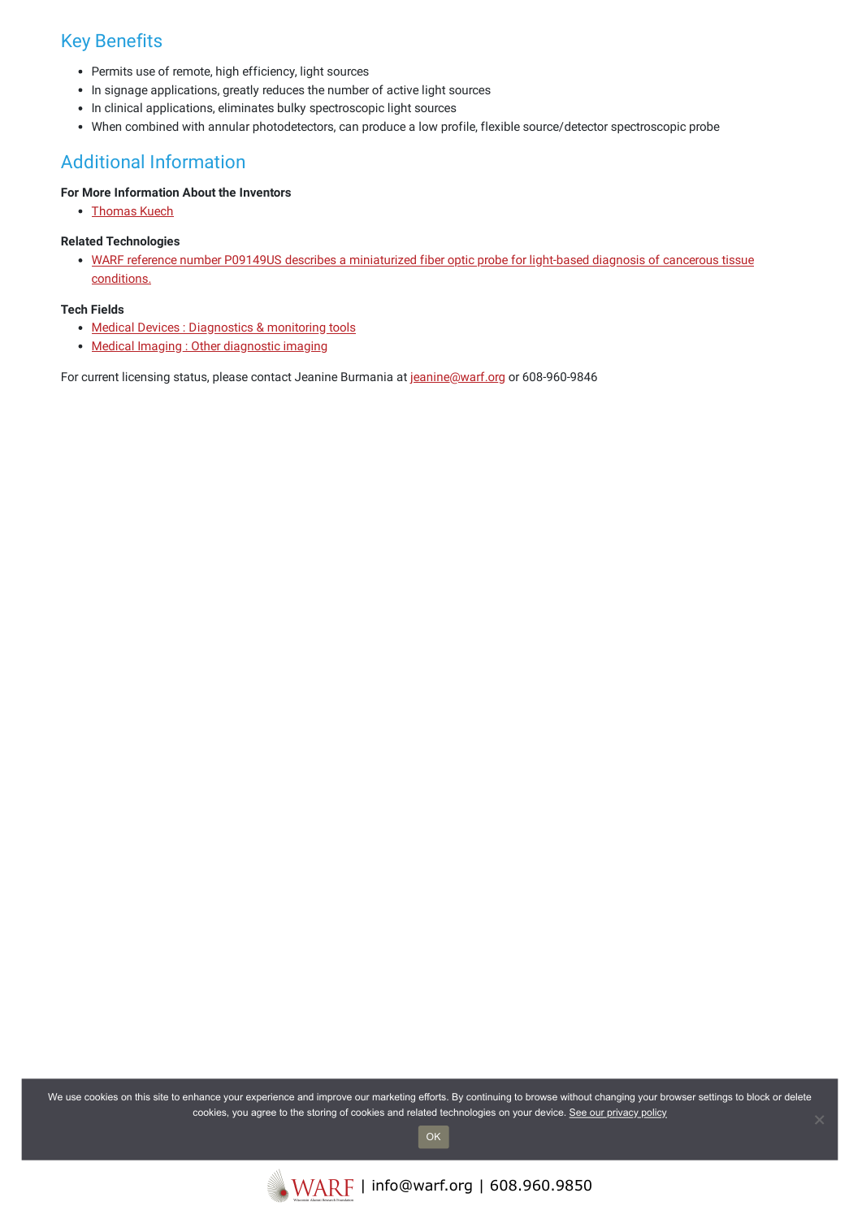## Key Benefits

- Permits use of remote, high efficiency, light sources
- In signage applications, greatly reduces the number of active light sources
- In clinical applications, eliminates bulky spectroscopic light sources
- When combined with annular photodetectors, can produce a low profile, flexible source/detector spectroscopic probe

## Additional Information

**For More Information About the Inventors**

- Thomas Kuech

**Related Technologies**

- WARF reference number P09149US describes a miniaturized fiber optic probe for light-based diagnosis of cancerous tissue conditions.

**Tech Fields**

- Medical Devices : Diagnostics & monitoring tools
- Medical Imaging : Other diagnostic imaging

For current licensing status, please contact Jeanine Burmania at jeanine@warf.org or 608-960-9846